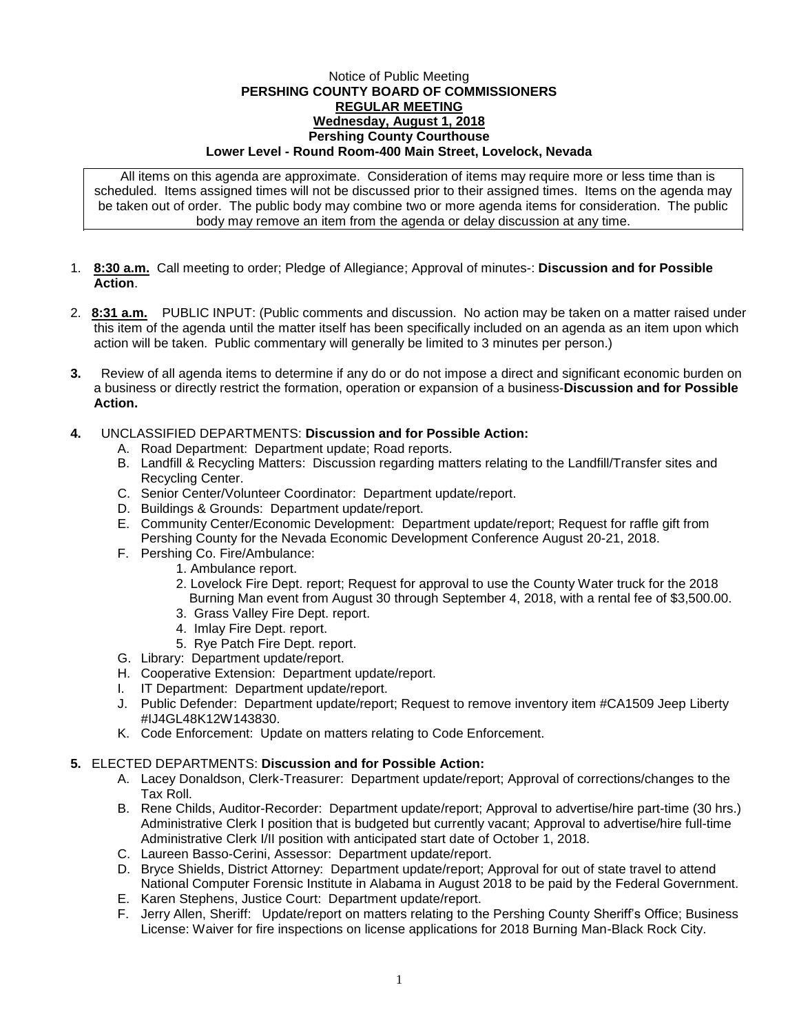Notice of Public Meeting

**PERSHING COUNTY BOARD OF COMMISSIONERS**

**REGULAR MEETING**

**Wednesday, August 1, 2018**

**Pershing County Courthouse**

**Lower Level - Round Room-400 Main Street, Lovelock, Nevada**

All items on this agenda are approximate. Consideration of items may require more or less time than is scheduled. Items assigned times will not be discussed prior to their assigned times. Items on the agenda may be taken out of order. The public body may combine two or more agenda items for consideration. The public body may remove an item from the agenda or delay discussion at any time.

1. **8:30 a.m.** Call meeting to order; Pledge of Allegiance; Approval of minutes-: **Discussion and for Possible Action**.

2. **8:31 a.m.** PUBLIC INPUT: (Public comments and discussion. No action may be taken on a matter raised under this item of the agenda until the matter itself has been specifically included on an agenda as an item upon which action will be taken. Public commentary will generally be limited to 3 minutes per person.)

3. Review of all agenda items to determine if any do or do not impose a direct and significant economic burden on a business or directly restrict the formation, operation or expansion of a business-**Discussion and for Possible Action.**

4. UNCLASSIFIED DEPARTMENTS: **Discussion and for Possible Action:**
   - A. Road Department: Department update; Road reports.
   - B. Landfill & Recycling Matters: Discussion regarding matters relating to the Landfill/Transfer sites and Recycling Center.
   - C. Senior Center/Volunteer Coordinator: Department update/report.
   - D. Buildings & Grounds: Department update/report.
   - E. Community Center/Economic Development: Department update/report; Request for raffle gift from Pershing County for the Nevada Economic Development Conference August 20-21, 2018.
   - F. Pershing Co. Fire/Ambulance:
     1. Ambulance report.
     2. Lovelock Fire Dept. report; Request for approval to use the County Water truck for the 2018 Burning Man event from August 30 through September 4, 2018, with a rental fee of $3,500.00.
     3. Grass Valley Fire Dept. report.
     4. Imlay Fire Dept. report.
     5. Rye Patch Fire Dept. report.
   - G. Library: Department update/report.
   - H. Cooperative Extension: Department update/report.
   - I. IT Department: Department update/report.
   - J. Public Defender: Department update/report; Request to remove inventory item #CA1509 Jeep Liberty #IJ4GL48K12W143830.
   - K. Code Enforcement: Update on matters relating to Code Enforcement.

5. ELECTED DEPARTMENTS: **Discussion and for Possible Action:**
   - A. Lacey Donaldson, Clerk-Treasurer: Department update/report; Approval of corrections/changes to the Tax Roll.
   - B. Rene Childs, Auditor-Recorder: Department update/report; Approval to advertise/hire part-time (30 hrs.) Administrative Clerk I position that is budgeted but currently vacant; Approval to advertise/hire full-time Administrative Clerk I/II position with anticipated start date of October 1, 2018.
   - C. Laureen Basso-Cerini, Assessor: Department update/report.
   - D. Bryce Shields, District Attorney: Department update/report; Approval for out of state travel to attend National Computer Forensic Institute in Alabama in August 2018 to be paid by the Federal Government.
   - E. Karen Stephens, Justice Court: Department update/report.
   - F. Jerry Allen, Sheriff: Update/report on matters relating to the Pershing County Sheriff's Office; Business License: Waiver for fire inspections on license applications for 2018 Burning Man-Black Rock City.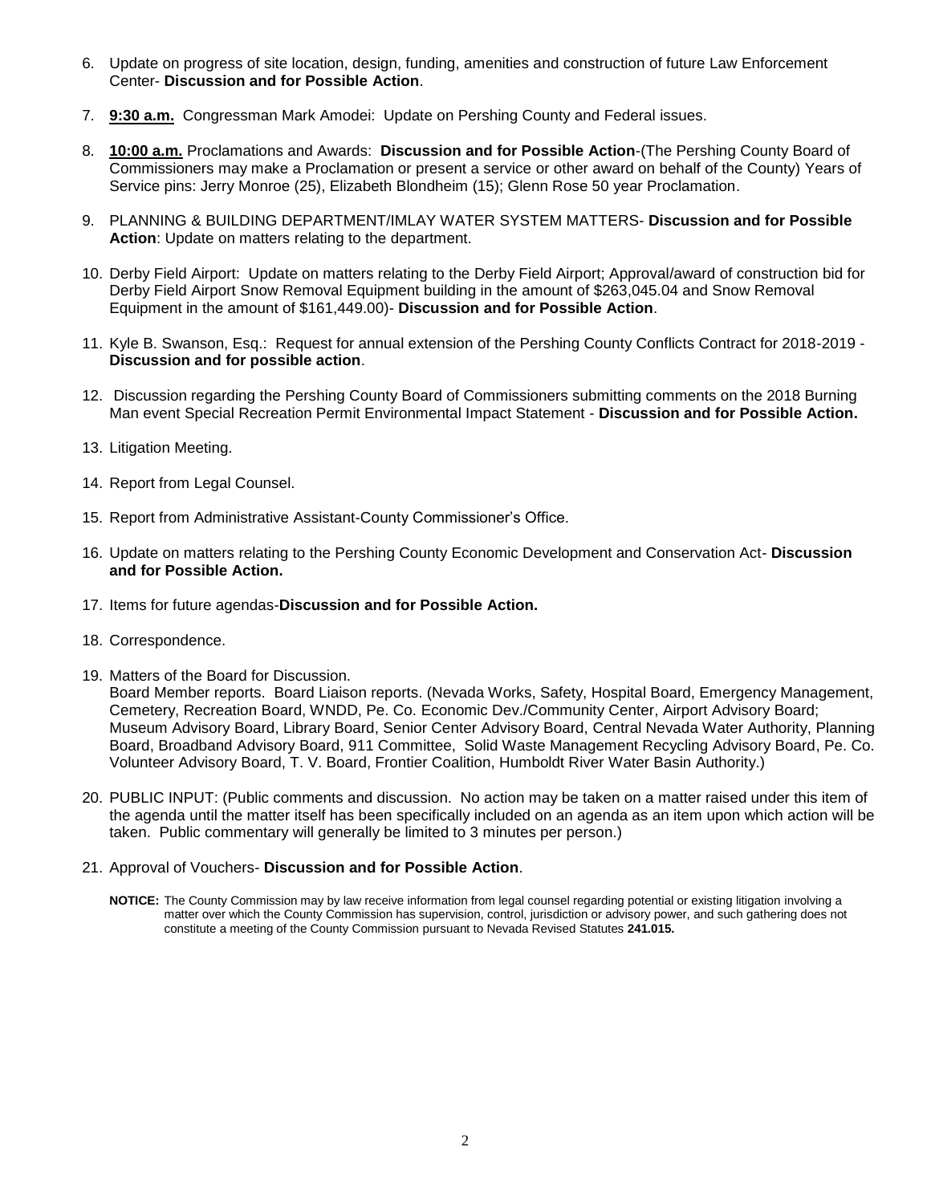6. Update on progress of site location, design, funding, amenities and construction of future Law Enforcement Center- **Discussion and for Possible Action**.

7. **9:30 a.m.** Congressman Mark Amodei: Update on Pershing County and Federal issues.

8. **10:00 a.m.** Proclamations and Awards: **Discussion and for Possible Action**-(The Pershing County Board of Commissioners may make a Proclamation or present a service or other award on behalf of the County) Years of Service pins: Jerry Monroe (25), Elizabeth Blondheim (15); Glenn Rose 50 year Proclamation.

9. PLANNING & BUILDING DEPARTMENT/IMLAY WATER SYSTEM MATTERS- **Discussion and for Possible Action**: Update on matters relating to the department.

10. Derby Field Airport: Update on matters relating to the Derby Field Airport; Approval/award of construction bid for Derby Field Airport Snow Removal Equipment building in the amount of $263,045.04 and Snow Removal Equipment in the amount of $161,449.00)- **Discussion and for Possible Action**.

11. Kyle B. Swanson, Esq.: Request for annual extension of the Pershing County Conflicts Contract for 2018-2019 - **Discussion and for possible action**.

12. Discussion regarding the Pershing County Board of Commissioners submitting comments on the 2018 Burning Man event Special Recreation Permit Environmental Impact Statement - **Discussion and for Possible Action.**

13. Litigation Meeting.

14. Report from Legal Counsel.

15. Report from Administrative Assistant-County Commissioner's Office.

16. Update on matters relating to the Pershing County Economic Development and Conservation Act- **Discussion and for Possible Action.**

17. Items for future agendas-**Discussion and for Possible Action.**

18. Correspondence.

19. Matters of the Board for Discussion.
Board Member reports. Board Liaison reports. (Nevada Works, Safety, Hospital Board, Emergency Management, Cemetery, Recreation Board, WNDD, Pe. Co. Economic Dev./Community Center, Airport Advisory Board; Museum Advisory Board, Library Board, Senior Center Advisory Board, Central Nevada Water Authority, Planning Board, Broadband Advisory Board, 911 Committee, Solid Waste Management Recycling Advisory Board, Pe. Co. Volunteer Advisory Board, T. V. Board, Frontier Coalition, Humboldt River Water Basin Authority.)

20. PUBLIC INPUT: (Public comments and discussion. No action may be taken on a matter raised under this item of the agenda until the matter itself has been specifically included on an agenda as an item upon which action will be taken. Public commentary will generally be limited to 3 minutes per person.)

21. Approval of Vouchers- **Discussion and for Possible Action**.

**NOTICE:** The County Commission may by law receive information from legal counsel regarding potential or existing litigation involving a matter over which the County Commission has supervision, control, jurisdiction or advisory power, and such gathering does not constitute a meeting of the County Commission pursuant to Nevada Revised Statutes **241.015.**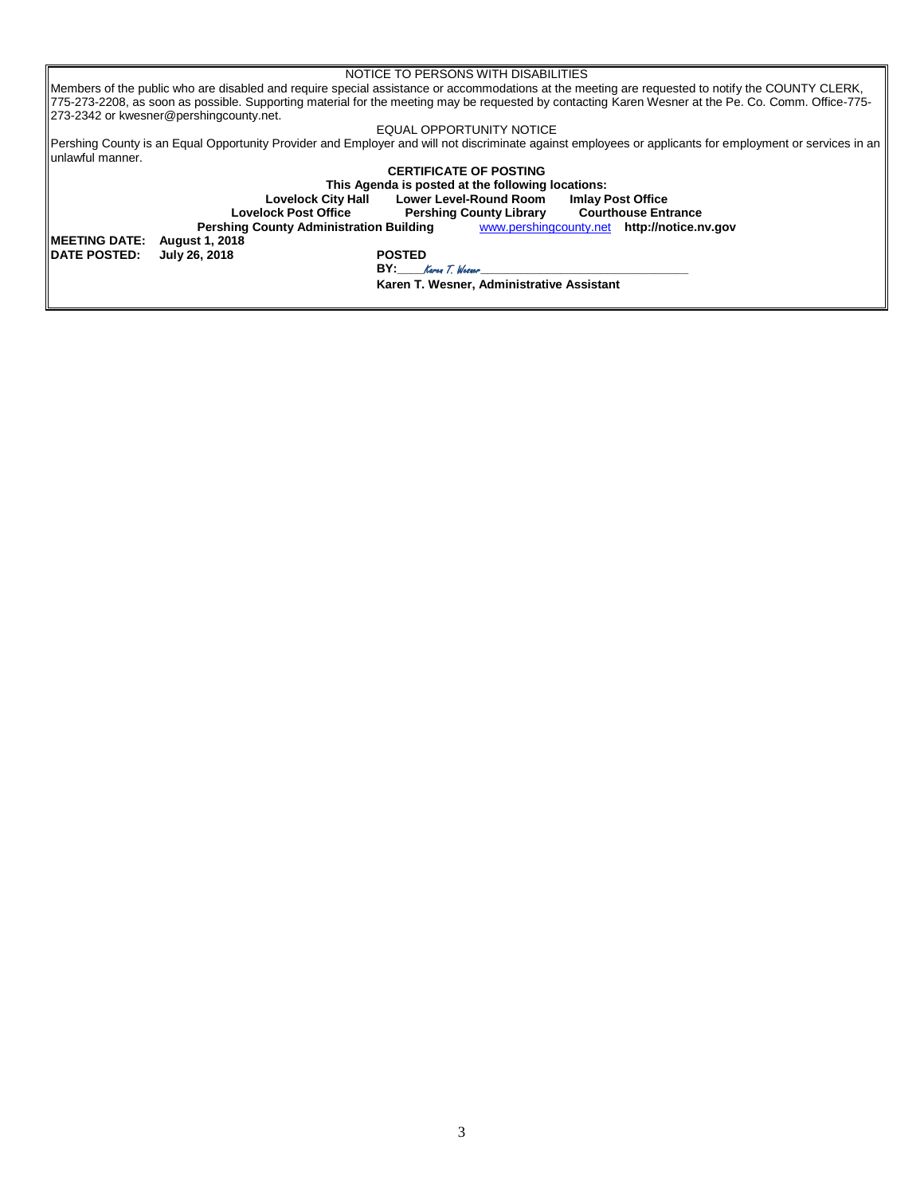NOTICE TO PERSONS WITH DISABILITIES

Members of the public who are disabled and require special assistance or accommodations at the meeting are requested to notify the COUNTY CLERK, 775-273-2208, as soon as possible. Supporting material for the meeting may be requested by contacting Karen Wesner at the Pe. Co. Comm. Office-775-273-2342 or kwesner@pershingcounty.net.

EQUAL OPPORTUNITY NOTICE

Pershing County is an Equal Opportunity Provider and Employer and will not discriminate against employees or applicants for employment or services in an unlawful manner.

**CERTIFICATE OF POSTING**

**This Agenda is posted at the following locations:**

**Lovelock City Hall** **Lower Level-Round Room** **Imlay Post Office**
**Lovelock Post Office** **Pershing County Library** **Courthouse Entrance**
**Pershing County Administration Building** www.pershingcounty.net **http://notice.nv.gov**

**MEETING DATE: August 1, 2018**
**DATE POSTED: July 26, 2018**

**POSTED**
**BY:**____*Karen T. Wesner*____________________________
**Karen T. Wesner, Administrative Assistant**